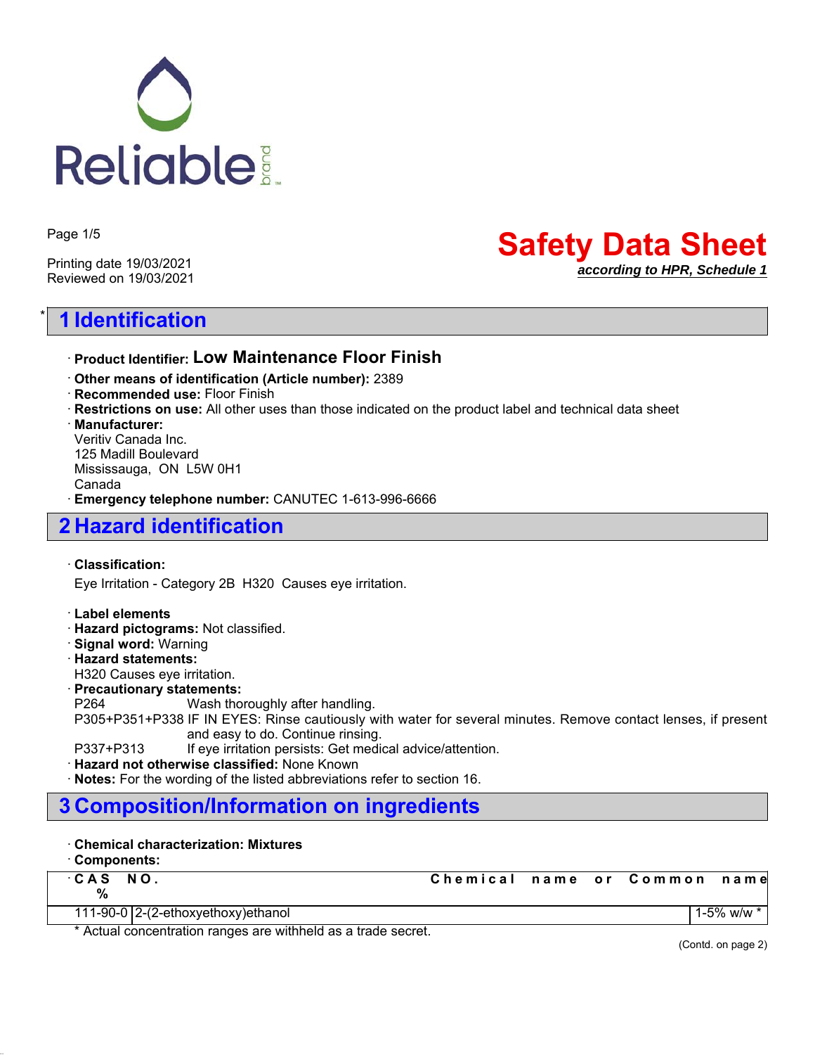Reliable brand

Printing date 19/03/2021
Reviewed on 19/03/2021

# Safety Data Sheet

***according to HPR, Schedule 1***

## * 1 Identification

· **Product Identifier: Low Maintenance Floor Finish**
· **Other means of identification (Article number):** 2389
· **Recommended use:** Floor Finish
· **Restrictions on use:** All other uses than those indicated on the product label and technical data sheet
· **Manufacturer:**
Veritiv Canada Inc.
125 Madill Boulevard
Mississauga, ON L5W 0H1
Canada
· **Emergency telephone number:** CANUTEC 1-613-996-6666

## 2 Hazard identification

· **Classification:**

Eye Irritation - Category 2B H320 Causes eye irritation.

· **Label elements**
· **Hazard pictograms:** Not classified.
· **Signal word:** Warning
· **Hazard statements:**
H320 Causes eye irritation.
· **Precautionary statements:**
P264 Wash thoroughly after handling.
P305+P351+P338 IF IN EYES: Rinse cautiously with water for several minutes. Remove contact lenses, if present and easy to do. Continue rinsing.
P337+P313 If eye irritation persists: Get medical advice/attention.
· **Hazard not otherwise classified:** None Known
· **Notes:** For the wording of the listed abbreviations refer to section 16.

## 3 Composition/Information on ingredients

· **Chemical characterization: Mixtures**
· **Components:**

| CAS NO. | Chemical name or Common name | % |
|---|---|---|
| 111-90-0 | 2-(2-ethoxyethoxy)ethanol | 1-5% w/w * |

\* Actual concentration ranges are withheld as a trade secret.

(Contd. on page 2)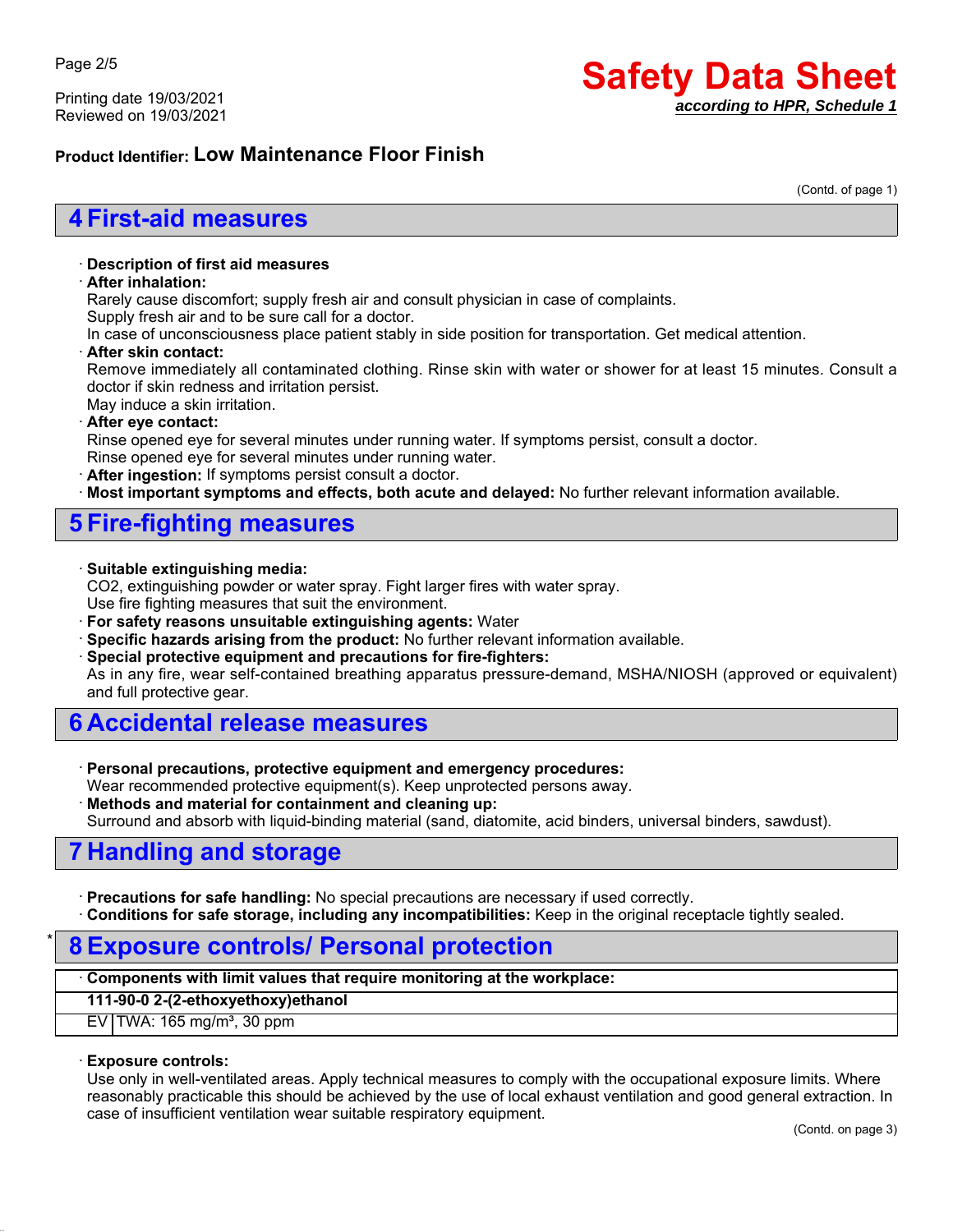**Product Identifier: Low Maintenance Floor Finish**

(Contd. of page 1)

## 4 First-aid measures

· **Description of first aid measures**
· **After inhalation:**
Rarely cause discomfort; supply fresh air and consult physician in case of complaints.
Supply fresh air and to be sure call for a doctor.
In case of unconsciousness place patient stably in side position for transportation. Get medical attention.
· **After skin contact:**
Remove immediately all contaminated clothing. Rinse skin with water or shower for at least 15 minutes. Consult a doctor if skin redness and irritation persist.
May induce a skin irritation.
· **After eye contact:**
Rinse opened eye for several minutes under running water. If symptoms persist, consult a doctor.
Rinse opened eye for several minutes under running water.
· **After ingestion:** If symptoms persist consult a doctor.
· **Most important symptoms and effects, both acute and delayed:** No further relevant information available.

## 5 Fire-fighting measures

· **Suitable extinguishing media:**
$CO_2$, extinguishing powder or water spray. Fight larger fires with water spray.
Use fire fighting measures that suit the environment.
· **For safety reasons unsuitable extinguishing agents:** Water
· **Specific hazards arising from the product:** No further relevant information available.
· **Special protective equipment and precautions for fire-fighters:**
As in any fire, wear self-contained breathing apparatus pressure-demand, MSHA/NIOSH (approved or equivalent) and full protective gear.

## 6 Accidental release measures

· **Personal precautions, protective equipment and emergency procedures:**
Wear recommended protective equipment(s). Keep unprotected persons away.
· **Methods and material for containment and cleaning up:**
Surround and absorb with liquid-binding material (sand, diatomite, acid binders, universal binders, sawdust).

## 7 Handling and storage

· **Precautions for safe handling:** No special precautions are necessary if used correctly.
· **Conditions for safe storage, including any incompatibilities:** Keep in the original receptacle tightly sealed.

## * 8 Exposure controls/ Personal protection

| · **Components with limit values that require monitoring at the workplace:** | |
|---|---|
| **111-90-0 2-(2-ethoxyethoxy)ethanol** | |
| EV | TWA: 165 mg/m³, 30 ppm |

· **Exposure controls:**
Use only in well-ventilated areas. Apply technical measures to comply with the occupational exposure limits. Where reasonably practicable this should be achieved by the use of local exhaust ventilation and good general extraction. In case of insufficient ventilation wear suitable respiratory equipment.

(Contd. on page 3)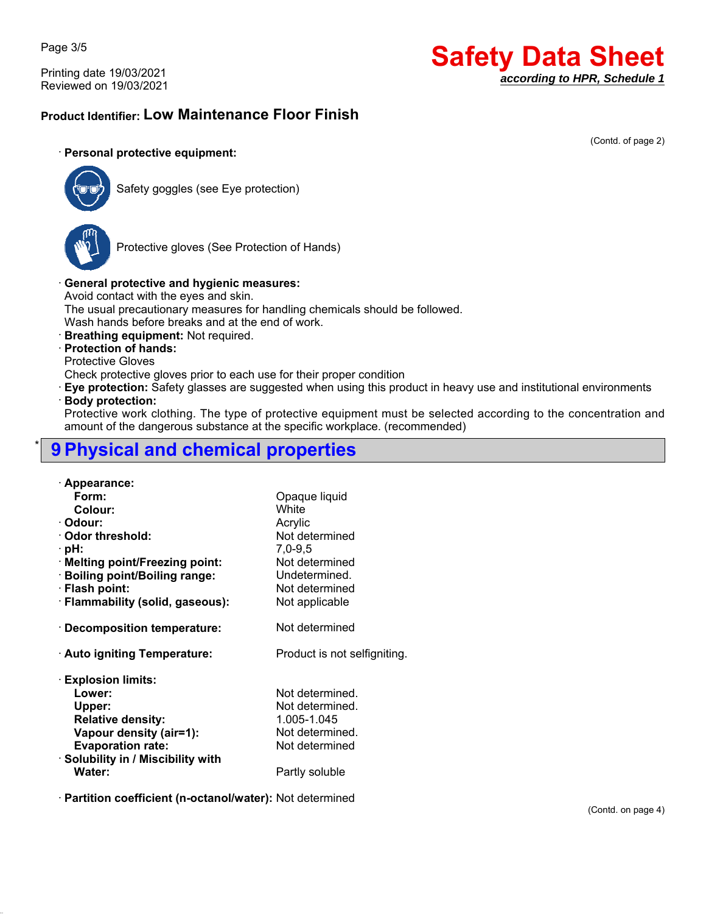**Product Identifier: Low Maintenance Floor Finish**

(Contd. of page 2)

· **Personal protective equipment:**

Safety goggles (see Eye protection)

Protective gloves (See Protection of Hands)

· **General protective and hygienic measures:**
Avoid contact with the eyes and skin.
The usual precautionary measures for handling chemicals should be followed.
Wash hands before breaks and at the end of work.
· **Breathing equipment:** Not required.
· **Protection of hands:**
Protective Gloves
Check protective gloves prior to each use for their proper condition
· **Eye protection:** Safety glasses are suggested when using this product in heavy use and institutional environments
· **Body protection:**
Protective work clothing. The type of protective equipment must be selected according to the concentration and amount of the dangerous substance at the specific workplace. (recommended)

## * 9 Physical and chemical properties

| | |
|---|---|
| · **Appearance:** | |
| **Form:** | Opaque liquid |
| **Colour:** | White |
| · **Odour:** | Acrylic |
| · **Odor threshold:** | Not determined |
| · **pH:** | 7,0-9,5 |
| · **Melting point/Freezing point:** | Not determined |
| · **Boiling point/Boiling range:** | Undetermined. |
| · **Flash point:** | Not determined |
| · **Flammability (solid, gaseous):** | Not applicable |
| · **Decomposition temperature:** | Not determined |
| · **Auto igniting Temperature:** | Product is not selfigniting. |
| · **Explosion limits:** | |
| **Lower:** | Not determined. |
| **Upper:** | Not determined. |
| **Relative density:** | 1.005-1.045 |
| **Vapour density (air=1):** | Not determined. |
| **Evaporation rate:** | Not determined |
| · **Solubility in / Miscibility with** | |
| **Water:** | Partly soluble |
| · **Partition coefficient (n-octanol/water):** | Not determined |

(Contd. on page 4)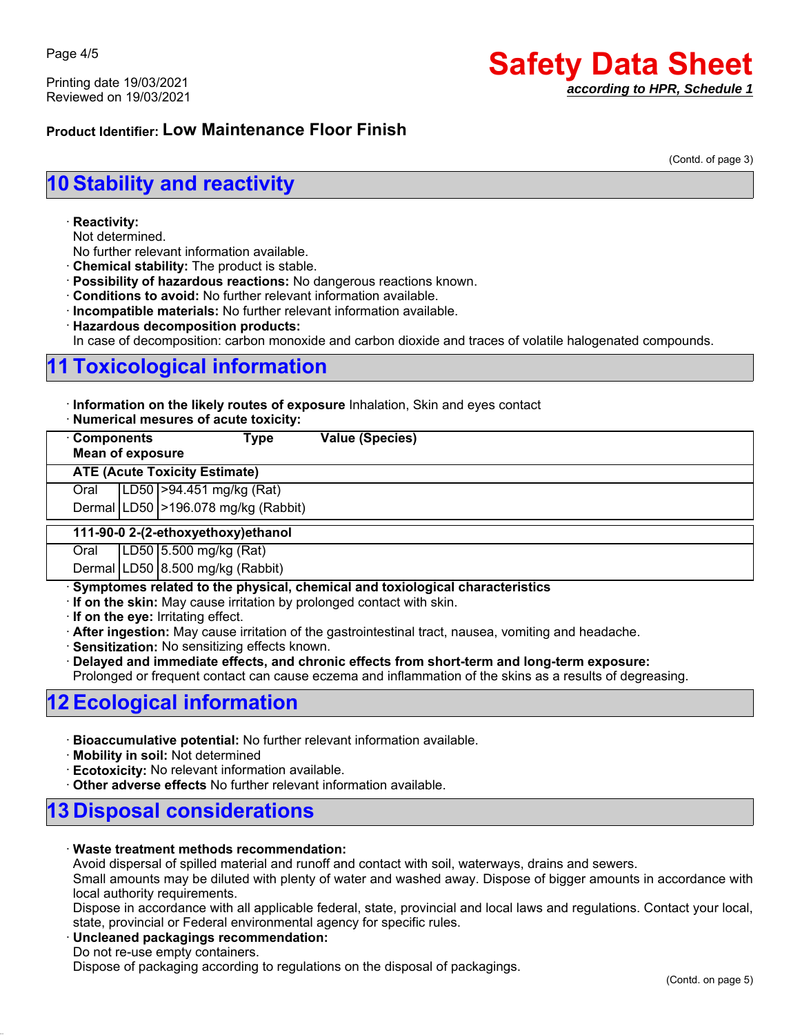Product Identifier: **Low Maintenance Floor Finish**

(Contd. of page 3)

## 10 Stability and reactivity

- **Reactivity:**
  Not determined.
  No further relevant information available.
- **Chemical stability:** The product is stable.
- **Possibility of hazardous reactions:** No dangerous reactions known.
- **Conditions to avoid:** No further relevant information available.
- **Incompatible materials:** No further relevant information available.
- **Hazardous decomposition products:**
  In case of decomposition: carbon monoxide and carbon dioxide and traces of volatile halogenated compounds.

## 11 Toxicological information

- **Information on the likely routes of exposure** Inhalation, Skin and eyes contact
- **Numerical mesures of acute toxicity:**

| Components Mean of exposure | Type | Value (Species) |
|---|---|---|
| **ATE (Acute Toxicity Estimate)** | | |
| Oral | LD50 | >94.451 mg/kg (Rat) |
| Dermal | LD50 | >196.078 mg/kg (Rabbit) |
| **111-90-0 2-(2-ethoxyethoxy)ethanol** | | |
| Oral | LD50 | 5.500 mg/kg (Rat) |
| Dermal | LD50 | 8.500 mg/kg (Rabbit) |

- **Symptomes related to the physical, chemical and toxiological characteristics**
- **If on the skin:** May cause irritation by prolonged contact with skin.
- **If on the eye:** Irritating effect.
- **After ingestion:** May cause irritation of the gastrointestinal tract, nausea, vomiting and headache.
- **Sensitization:** No sensitizing effects known.
- **Delayed and immediate effects, and chronic effects from short-term and long-term exposure:**
  Prolonged or frequent contact can cause eczema and inflammation of the skins as a results of degreasing.

## 12 Ecological information

- **Bioaccumulative potential:** No further relevant information available.
- **Mobility in soil:** Not determined
- **Ecotoxicity:** No relevant information available.
- **Other adverse effects** No further relevant information available.

## 13 Disposal considerations

- **Waste treatment methods recommendation:**
  Avoid dispersal of spilled material and runoff and contact with soil, waterways, drains and sewers.
  Small amounts may be diluted with plenty of water and washed away. Dispose of bigger amounts in accordance with local authority requirements.
  Dispose in accordance with all applicable federal, state, provincial and local laws and regulations. Contact your local, state, provincial or Federal environmental agency for specific rules.
- **Uncleaned packagings recommendation:**
  Do not re-use empty containers.
  Dispose of packaging according to regulations on the disposal of packagings.

(Contd. on page 5)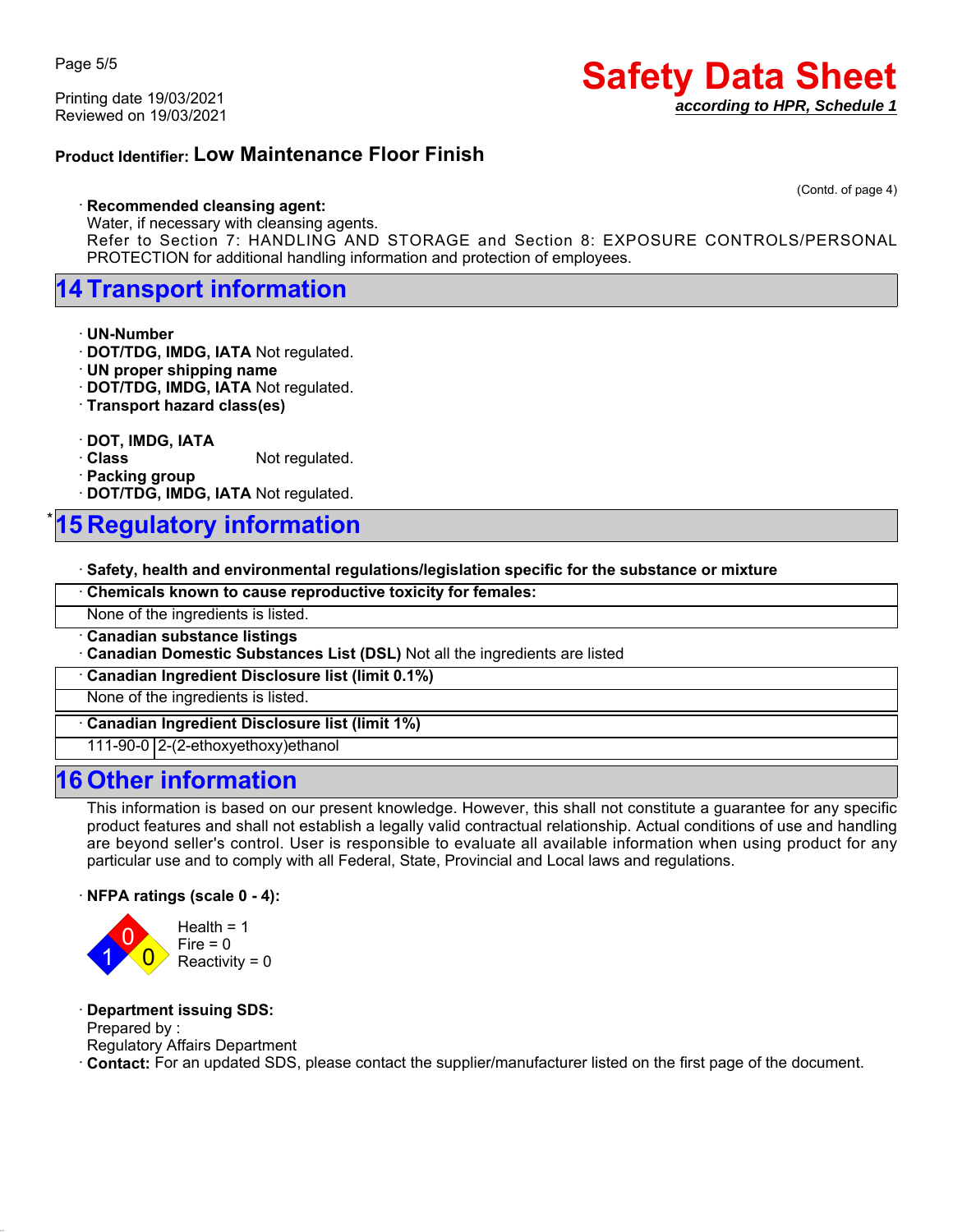**Product Identifier: Low Maintenance Floor Finish**

(Contd. of page 4)

· **Recommended cleansing agent:**
Water, if necessary with cleansing agents.
Refer to Section 7: HANDLING AND STORAGE and Section 8: EXPOSURE CONTROLS/PERSONAL PROTECTION for additional handling information and protection of employees.

## 14 Transport information

· **UN-Number**
· **DOT/TDG, IMDG, IATA** Not regulated.
· **UN proper shipping name**
· **DOT/TDG, IMDG, IATA** Not regulated.
· **Transport hazard class(es)**

· **DOT, IMDG, IATA**
· **Class** Not regulated.
· **Packing group**
· **DOT/TDG, IMDG, IATA** Not regulated.

## * 15 Regulatory information

· **Safety, health and environmental regulations/legislation specific for the substance or mixture**

· **Chemicals known to cause reproductive toxicity for females:**
None of the ingredients is listed.

· **Canadian substance listings**
· **Canadian Domestic Substances List (DSL)** Not all the ingredients are listed

· **Canadian Ingredient Disclosure list (limit 0.1%)**
None of the ingredients is listed.

· **Canadian Ingredient Disclosure list (limit 1%)**

| | |
|---|---|
| 111-90-0 | 2-(2-ethoxyethoxy)ethanol |

## 16 Other information

This information is based on our present knowledge. However, this shall not constitute a guarantee for any specific product features and shall not establish a legally valid contractual relationship. Actual conditions of use and handling are beyond seller's control. User is responsible to evaluate all available information when using product for any particular use and to comply with all Federal, State, Provincial and Local laws and regulations.

· **NFPA ratings (scale 0 - 4):**

Health = 1
Fire = 0
Reactivity = 0

· **Department issuing SDS:**
Prepared by :
Regulatory Affairs Department
· **Contact:** For an updated SDS, please contact the supplier/manufacturer listed on the first page of the document.